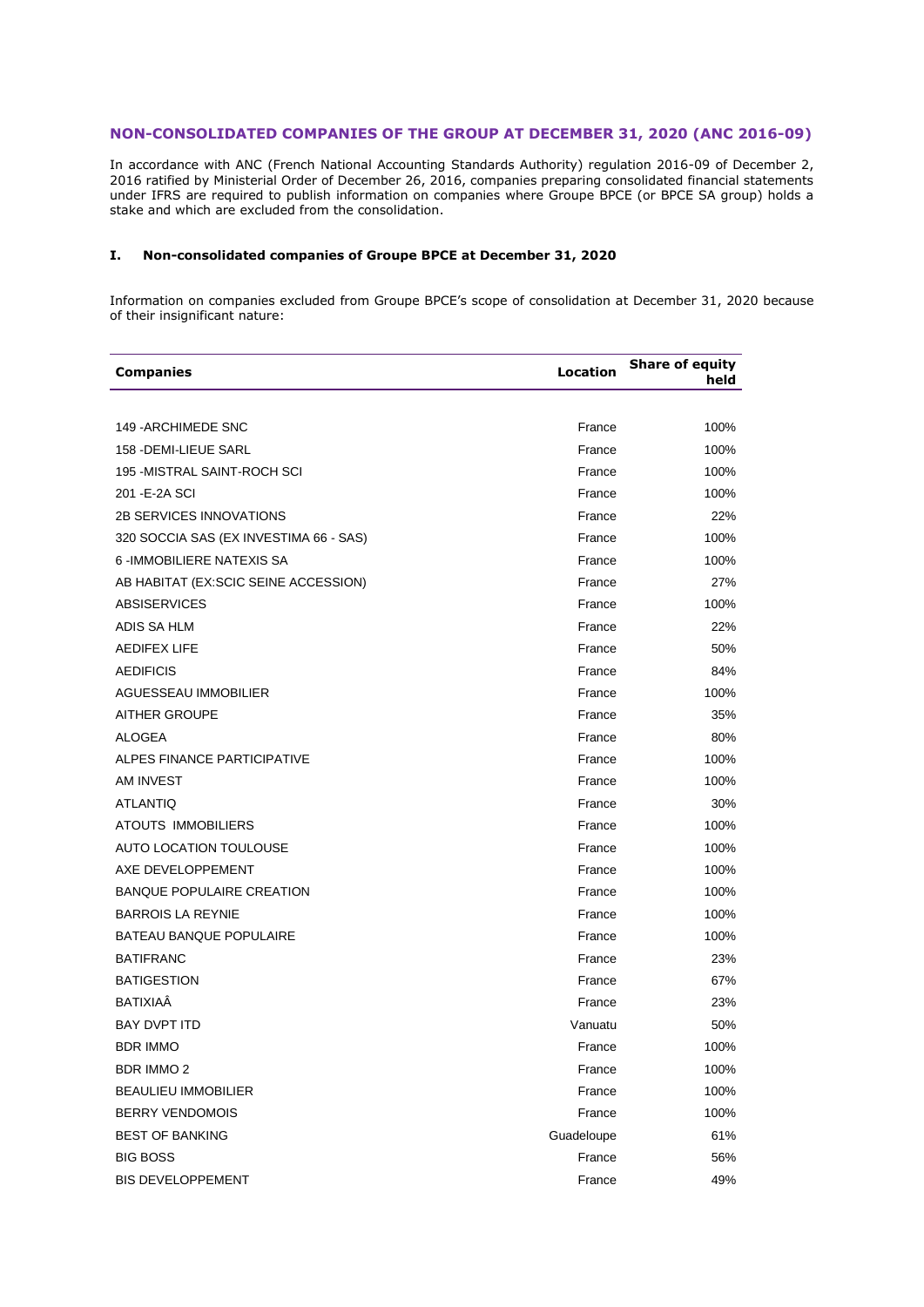## NON-CONSOLIDATED COMPANIES OF THE GROUP AT DECEMBER 31, 2020 (ANC 2016-09)

In accordance with ANC (French National Accounting Standards Authority) regulation 2016-09 of December 2, 2016 ratified by Ministerial Order of December 26, 2016, companies preparing consolidated financial statements under IFRS are required to publish information on companies where Groupe BPCE (or BPCE SA group) holds a stake and which are excluded from the consolidation.

### I. Non-consolidated companies of Groupe BPCE at December 31, 2020

Information on companies excluded from Groupe BPCE's scope of consolidation at December 31, 2020 because of their insignificant nature:

| Companies | Location | Share of equity held |
|---|---|---|
| 149 -ARCHIMEDE SNC | France | 100% |
| 158 -DEMI-LIEUE SARL | France | 100% |
| 195 -MISTRAL SAINT-ROCH SCI | France | 100% |
| 201 -E-2A SCI | France | 100% |
| 2B SERVICES INNOVATIONS | France | 22% |
| 320 SOCCIA SAS (EX INVESTIMA 66 - SAS) | France | 100% |
| 6 -IMMOBILIERE NATEXIS SA | France | 100% |
| AB HABITAT (EX:SCIC SEINE ACCESSION) | France | 27% |
| ABSISERVICES | France | 100% |
| ADIS SA HLM | France | 22% |
| AEDIFEX LIFE | France | 50% |
| AEDIFICIS | France | 84% |
| AGUESSEAU IMMOBILIER | France | 100% |
| AITHER GROUPE | France | 35% |
| ALOGEA | France | 80% |
| ALPES FINANCE PARTICIPATIVE | France | 100% |
| AM INVEST | France | 100% |
| ATLANTIQ | France | 30% |
| ATOUTS IMMOBILIERS | France | 100% |
| AUTO LOCATION TOULOUSE | France | 100% |
| AXE DEVELOPPEMENT | France | 100% |
| BANQUE POPULAIRE CREATION | France | 100% |
| BARROIS LA REYNIE | France | 100% |
| BATEAU BANQUE POPULAIRE | France | 100% |
| BATIFRANC | France | 23% |
| BATIGESTION | France | 67% |
| BATIXIAÂ | France | 23% |
| BAY DVPT ITD | Vanuatu | 50% |
| BDR IMMO | France | 100% |
| BDR IMMO 2 | France | 100% |
| BEAULIEU IMMOBILIER | France | 100% |
| BERRY VENDOMOIS | France | 100% |
| BEST OF BANKING | Guadeloupe | 61% |
| BIG BOSS | France | 56% |
| BIS DEVELOPPEMENT | France | 49% |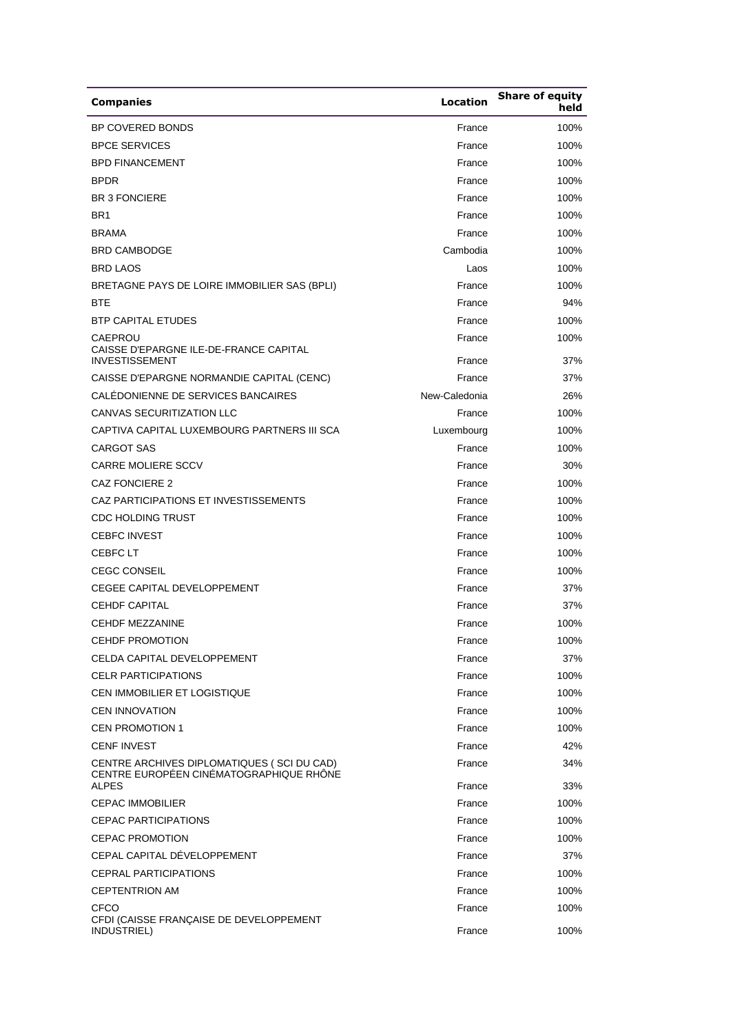| Companies | Location | Share of equity held |
|---|---|---|
| BP COVERED BONDS | France | 100% |
| BPCE SERVICES | France | 100% |
| BPD FINANCEMENT | France | 100% |
| BPDR | France | 100% |
| BR 3 FONCIERE | France | 100% |
| BR1 | France | 100% |
| BRAMA | France | 100% |
| BRD CAMBODGE | Cambodia | 100% |
| BRD LAOS | Laos | 100% |
| BRETAGNE PAYS DE LOIRE IMMOBILIER SAS (BPLI) | France | 100% |
| BTE | France | 94% |
| BTP CAPITAL ETUDES | France | 100% |
| CAEPROU | France | 100% |
| CAISSE D'EPARGNE ILE-DE-FRANCE CAPITAL INVESTISSEMENT | France | 37% |
| CAISSE D'EPARGNE NORMANDIE CAPITAL (CENC) | France | 37% |
| CALÉDONIENNE DE SERVICES BANCAIRES | New-Caledonia | 26% |
| CANVAS SECURITIZATION LLC | France | 100% |
| CAPTIVA CAPITAL LUXEMBOURG PARTNERS III SCA | Luxembourg | 100% |
| CARGOT SAS | France | 100% |
| CARRE MOLIERE SCCV | France | 30% |
| CAZ FONCIERE 2 | France | 100% |
| CAZ PARTICIPATIONS ET INVESTISSEMENTS | France | 100% |
| CDC HOLDING TRUST | France | 100% |
| CEBFC INVEST | France | 100% |
| CEBFC LT | France | 100% |
| CEGC CONSEIL | France | 100% |
| CEGEE CAPITAL DEVELOPPEMENT | France | 37% |
| CEHDF CAPITAL | France | 37% |
| CEHDF MEZZANINE | France | 100% |
| CEHDF PROMOTION | France | 100% |
| CELDA CAPITAL DEVELOPPEMENT | France | 37% |
| CELR PARTICIPATIONS | France | 100% |
| CEN IMMOBILIER ET LOGISTIQUE | France | 100% |
| CEN INNOVATION | France | 100% |
| CEN PROMOTION 1 | France | 100% |
| CENF INVEST | France | 42% |
| CENTRE ARCHIVES DIPLOMATIQUES ( SCI DU CAD) | France | 34% |
| CENTRE EUROPÉEN CINÉMATOGRAPHIQUE RHÔNE ALPES | France | 33% |
| CEPAC IMMOBILIER | France | 100% |
| CEPAC PARTICIPATIONS | France | 100% |
| CEPAC PROMOTION | France | 100% |
| CEPAL CAPITAL DÉVELOPPEMENT | France | 37% |
| CEPRAL PARTICIPATIONS | France | 100% |
| CEPTENTRION AM | France | 100% |
| CFCO | France | 100% |
| CFDI (CAISSE FRANÇAISE DE DEVELOPPEMENT INDUSTRIEL) | France | 100% |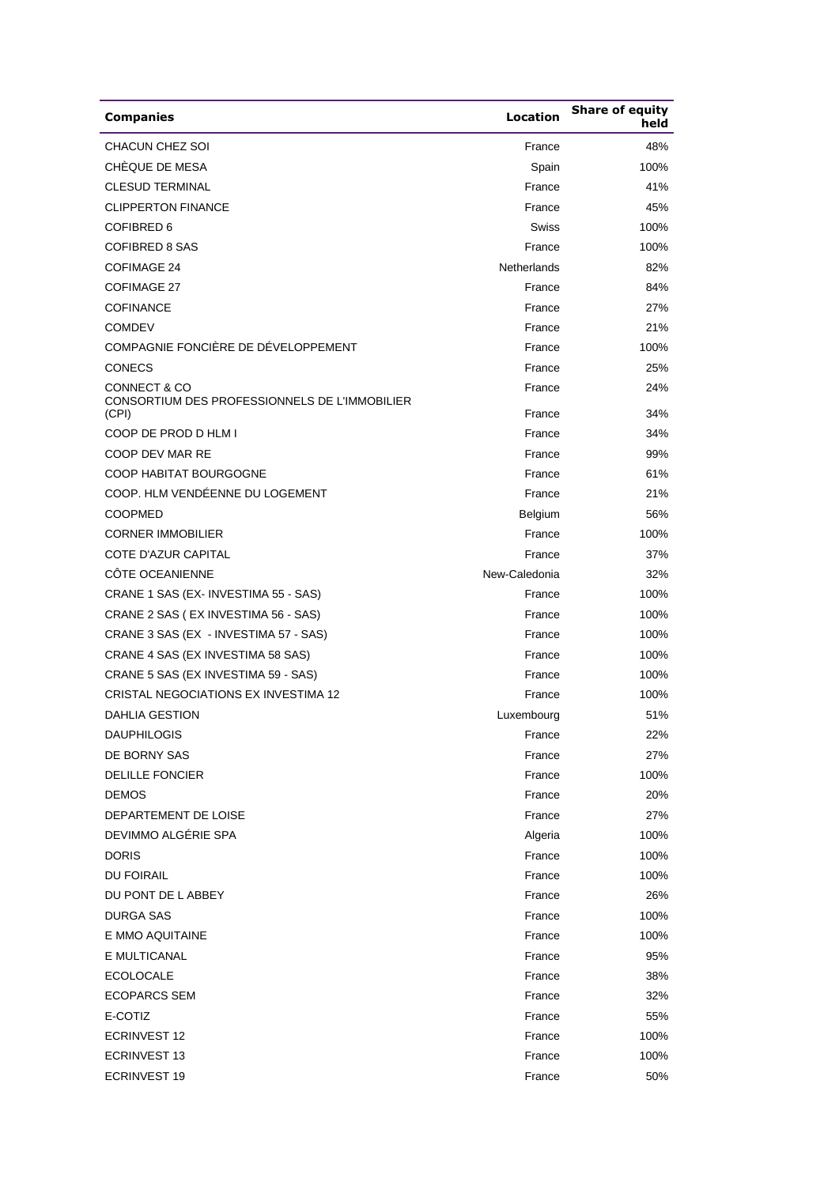| Companies | Location | Share of equity held |
|---|---|---|
| CHACUN CHEZ SOI | France | 48% |
| CHÈQUE DE MESA | Spain | 100% |
| CLESUD TERMINAL | France | 41% |
| CLIPPERTON FINANCE | France | 45% |
| COFIBRED 6 | Swiss | 100% |
| COFIBRED 8 SAS | France | 100% |
| COFIMAGE 24 | Netherlands | 82% |
| COFIMAGE 27 | France | 84% |
| COFINANCE | France | 27% |
| COMDEV | France | 21% |
| COMPAGNIE FONCIÈRE DE DÉVELOPPEMENT | France | 100% |
| CONECS | France | 25% |
| CONNECT & CO | France | 24% |
| CONSORTIUM DES PROFESSIONNELS DE L'IMMOBILIER (CPI) | France | 34% |
| COOP DE PROD D HLM I | France | 34% |
| COOP DEV MAR RE | France | 99% |
| COOP HABITAT BOURGOGNE | France | 61% |
| COOP. HLM VENDÉENNE DU LOGEMENT | France | 21% |
| COOPMED | Belgium | 56% |
| CORNER IMMOBILIER | France | 100% |
| COTE D'AZUR CAPITAL | France | 37% |
| CÔTE OCEANIENNE | New-Caledonia | 32% |
| CRANE 1 SAS (EX- INVESTIMA 55 - SAS) | France | 100% |
| CRANE 2 SAS ( EX INVESTIMA 56 - SAS) | France | 100% |
| CRANE 3 SAS (EX - INVESTIMA 57 - SAS) | France | 100% |
| CRANE 4 SAS (EX INVESTIMA 58 SAS) | France | 100% |
| CRANE 5 SAS (EX INVESTIMA 59 - SAS) | France | 100% |
| CRISTAL NEGOCIATIONS EX INVESTIMA 12 | France | 100% |
| DAHLIA GESTION | Luxembourg | 51% |
| DAUPHILOGIS | France | 22% |
| DE BORNY SAS | France | 27% |
| DELILLE FONCIER | France | 100% |
| DEMOS | France | 20% |
| DEPARTEMENT DE LOISE | France | 27% |
| DEVIMMO ALGÉRIE SPA | Algeria | 100% |
| DORIS | France | 100% |
| DU FOIRAIL | France | 100% |
| DU PONT DE L ABBEY | France | 26% |
| DURGA SAS | France | 100% |
| E MMO AQUITAINE | France | 100% |
| E MULTICANAL | France | 95% |
| ECOLOCALE | France | 38% |
| ECOPARCS SEM | France | 32% |
| E-COTIZ | France | 55% |
| ECRINVEST 12 | France | 100% |
| ECRINVEST 13 | France | 100% |
| ECRINVEST 19 | France | 50% |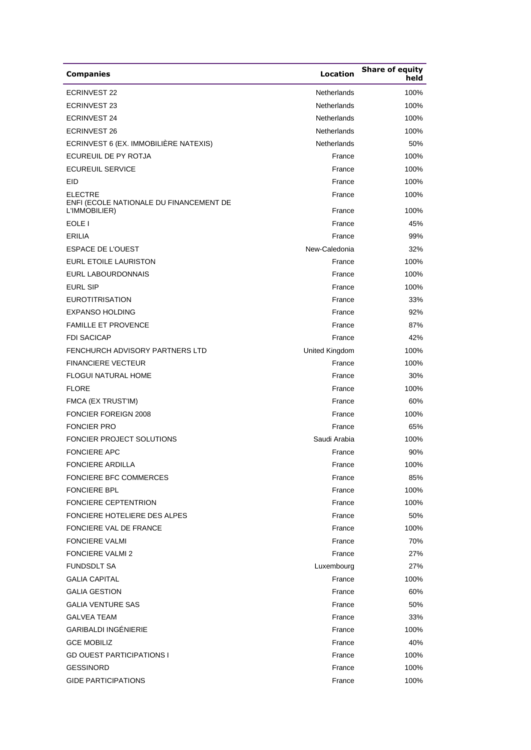| Companies | Location | Share of equity held |
|---|---|---|
| ECRINVEST 22 | Netherlands | 100% |
| ECRINVEST 23 | Netherlands | 100% |
| ECRINVEST 24 | Netherlands | 100% |
| ECRINVEST 26 | Netherlands | 100% |
| ECRINVEST 6 (EX. IMMOBILIÈRE NATEXIS) | Netherlands | 50% |
| ECUREUIL DE PY ROTJA | France | 100% |
| ECUREUIL SERVICE | France | 100% |
| EID | France | 100% |
| ELECTRE | France | 100% |
| ENFI (ECOLE NATIONALE DU FINANCEMENT DE L'IMMOBILIER) | France | 100% |
| EOLE I | France | 45% |
| ERILIA | France | 99% |
| ESPACE DE L'OUEST | New-Caledonia | 32% |
| EURL ETOILE LAURISTON | France | 100% |
| EURL LABOURDONNAIS | France | 100% |
| EURL SIP | France | 100% |
| EUROTITRISATION | France | 33% |
| EXPANSO HOLDING | France | 92% |
| FAMILLE ET PROVENCE | France | 87% |
| FDI SACICAP | France | 42% |
| FENCHURCH ADVISORY PARTNERS LTD | United Kingdom | 100% |
| FINANCIERE VECTEUR | France | 100% |
| FLOGUI NATURAL HOME | France | 30% |
| FLORE | France | 100% |
| FMCA (EX TRUST'IM) | France | 60% |
| FONCIER FOREIGN 2008 | France | 100% |
| FONCIER PRO | France | 65% |
| FONCIER PROJECT SOLUTIONS | Saudi Arabia | 100% |
| FONCIERE APC | France | 90% |
| FONCIERE ARDILLA | France | 100% |
| FONCIERE BFC COMMERCES | France | 85% |
| FONCIERE BPL | France | 100% |
| FONCIERE CEPTENTRION | France | 100% |
| FONCIERE HOTELIERE DES ALPES | France | 50% |
| FONCIERE VAL DE FRANCE | France | 100% |
| FONCIERE VALMI | France | 70% |
| FONCIERE VALMI 2 | France | 27% |
| FUNDSDLT SA | Luxembourg | 27% |
| GALIA CAPITAL | France | 100% |
| GALIA GESTION | France | 60% |
| GALIA VENTURE SAS | France | 50% |
| GALVEA TEAM | France | 33% |
| GARIBALDI INGÉNIERIE | France | 100% |
| GCE MOBILIZ | France | 40% |
| GD OUEST PARTICIPATIONS I | France | 100% |
| GESSINORD | France | 100% |
| GIDE PARTICIPATIONS | France | 100% |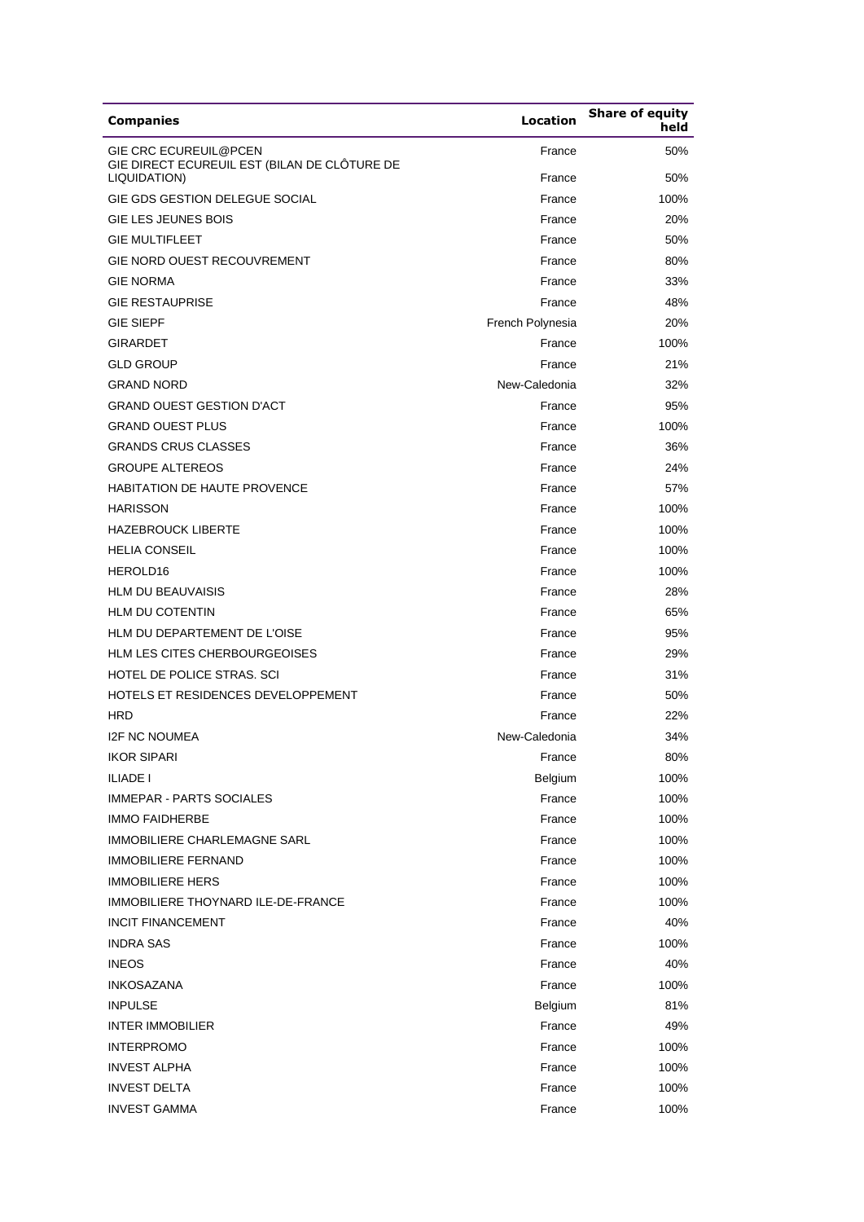| Companies | Location | Share of equity held |
|---|---|---|
| GIE CRC ECUREUIL@PCEN | France | 50% |
| GIE DIRECT ECUREUIL EST (BILAN DE CLÔTURE DE LIQUIDATION) | France | 50% |
| GIE GDS GESTION DELEGUE SOCIAL | France | 100% |
| GIE LES JEUNES BOIS | France | 20% |
| GIE MULTIFLEET | France | 50% |
| GIE NORD OUEST RECOUVREMENT | France | 80% |
| GIE NORMA | France | 33% |
| GIE RESTAUPRISE | France | 48% |
| GIE SIEPF | French Polynesia | 20% |
| GIRARDET | France | 100% |
| GLD GROUP | France | 21% |
| GRAND NORD | New-Caledonia | 32% |
| GRAND OUEST GESTION D'ACT | France | 95% |
| GRAND OUEST PLUS | France | 100% |
| GRANDS CRUS CLASSES | France | 36% |
| GROUPE ALTEREOS | France | 24% |
| HABITATION DE HAUTE PROVENCE | France | 57% |
| HARISSON | France | 100% |
| HAZEBROUCK LIBERTE | France | 100% |
| HELIA CONSEIL | France | 100% |
| HEROLD16 | France | 100% |
| HLM DU BEAUVAISIS | France | 28% |
| HLM DU COTENTIN | France | 65% |
| HLM DU DEPARTEMENT DE L'OISE | France | 95% |
| HLM LES CITES CHERBOURGEOISES | France | 29% |
| HOTEL DE POLICE STRAS. SCI | France | 31% |
| HOTELS ET RESIDENCES DEVELOPPEMENT | France | 50% |
| HRD | France | 22% |
| I2F NC NOUMEA | New-Caledonia | 34% |
| IKOR SIPARI | France | 80% |
| ILIADE I | Belgium | 100% |
| IMMEPAR - PARTS SOCIALES | France | 100% |
| IMMO FAIDHERBE | France | 100% |
| IMMOBILIERE CHARLEMAGNE SARL | France | 100% |
| IMMOBILIERE FERNAND | France | 100% |
| IMMOBILIERE HERS | France | 100% |
| IMMOBILIERE THOYNARD ILE-DE-FRANCE | France | 100% |
| INCIT FINANCEMENT | France | 40% |
| INDRA SAS | France | 100% |
| INEOS | France | 40% |
| INKOSAZANA | France | 100% |
| INPULSE | Belgium | 81% |
| INTER IMMOBILIER | France | 49% |
| INTERPROMO | France | 100% |
| INVEST ALPHA | France | 100% |
| INVEST DELTA | France | 100% |
| INVEST GAMMA | France | 100% |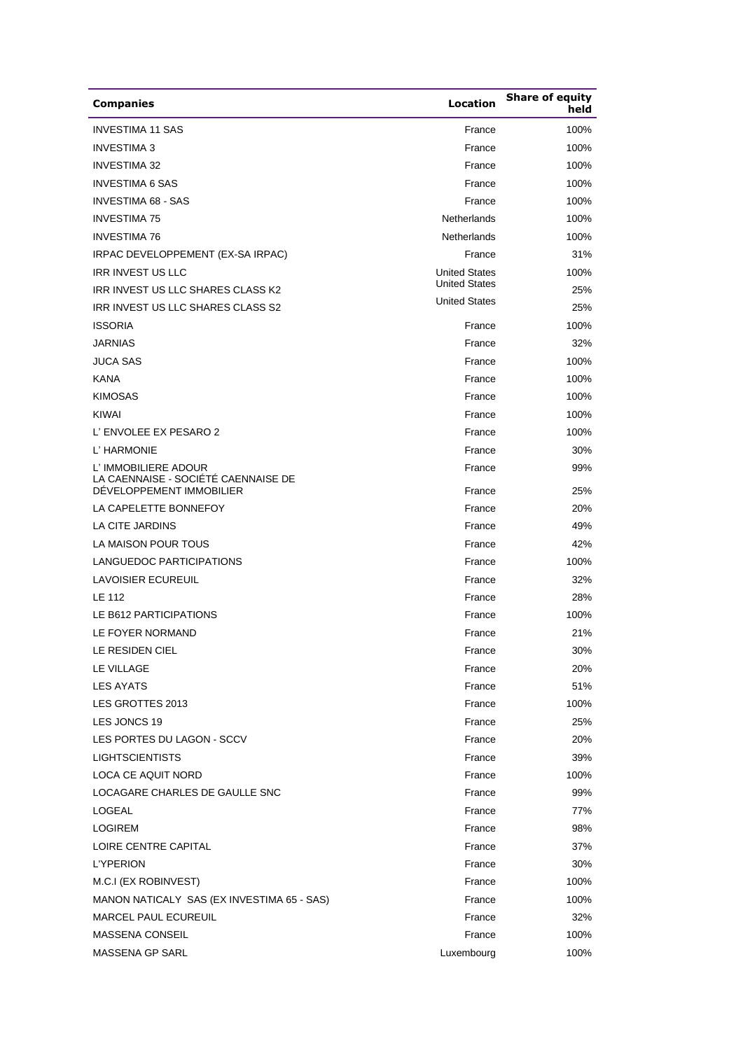| Companies | Location | Share of equity held |
|---|---|---|
| INVESTIMA 11 SAS | France | 100% |
| INVESTIMA 3 | France | 100% |
| INVESTIMA 32 | France | 100% |
| INVESTIMA 6 SAS | France | 100% |
| INVESTIMA 68 - SAS | France | 100% |
| INVESTIMA 75 | Netherlands | 100% |
| INVESTIMA 76 | Netherlands | 100% |
| IRPAC DEVELOPPEMENT (EX-SA IRPAC) | France | 31% |
| IRR INVEST US LLC | United States | 100% |
| IRR INVEST US LLC SHARES CLASS K2 | United States | 25% |
| IRR INVEST US LLC SHARES CLASS S2 | United States | 25% |
| ISSORIA | France | 100% |
| JARNIAS | France | 32% |
| JUCA SAS | France | 100% |
| KANA | France | 100% |
| KIMOSAS | France | 100% |
| KIWAI | France | 100% |
| L' ENVOLEE EX PESARO 2 | France | 100% |
| L' HARMONIE | France | 30% |
| L' IMMOBILIERE ADOUR | France | 99% |
| LA CAENNAISE - SOCIÉTÉ CAENNAISE DE DÉVELOPPEMENT IMMOBILIER | France | 25% |
| LA CAPELETTE BONNEFOY | France | 20% |
| LA CITE JARDINS | France | 49% |
| LA MAISON POUR TOUS | France | 42% |
| LANGUEDOC PARTICIPATIONS | France | 100% |
| LAVOISIER ECUREUIL | France | 32% |
| LE 112 | France | 28% |
| LE B612 PARTICIPATIONS | France | 100% |
| LE FOYER NORMAND | France | 21% |
| LE RESIDEN CIEL | France | 30% |
| LE VILLAGE | France | 20% |
| LES AYATS | France | 51% |
| LES GROTTES 2013 | France | 100% |
| LES JONCS 19 | France | 25% |
| LES PORTES DU LAGON - SCCV | France | 20% |
| LIGHTSCIENTISTS | France | 39% |
| LOCA CE AQUIT NORD | France | 100% |
| LOCAGARE CHARLES DE GAULLE SNC | France | 99% |
| LOGEAL | France | 77% |
| LOGIREM | France | 98% |
| LOIRE CENTRE CAPITAL | France | 37% |
| L'YPERION | France | 30% |
| M.C.I (EX ROBINVEST) | France | 100% |
| MANON NATICALY SAS (EX INVESTIMA 65 - SAS) | France | 100% |
| MARCEL PAUL ECUREUIL | France | 32% |
| MASSENA CONSEIL | France | 100% |
| MASSENA GP SARL | Luxembourg | 100% |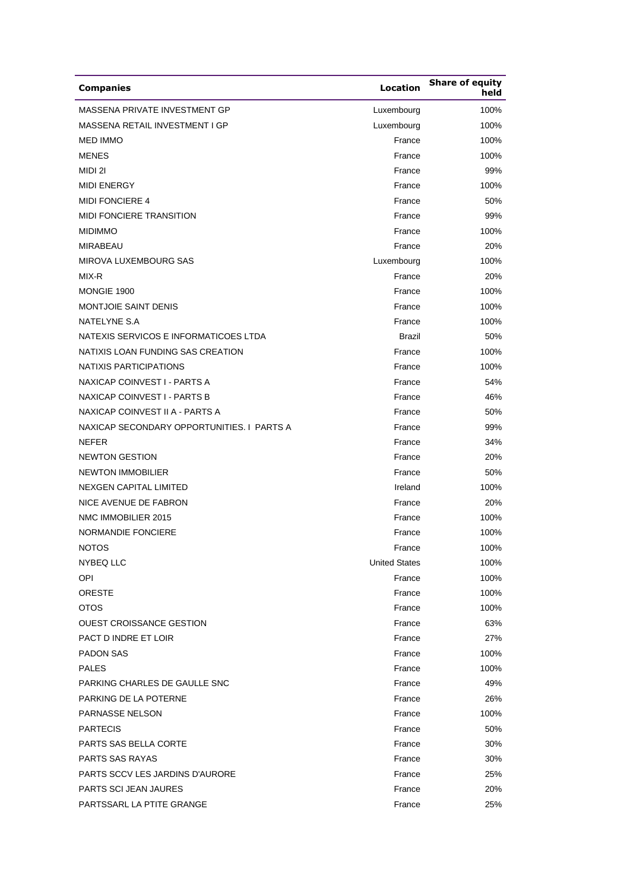| Companies | Location | Share of equity held |
|---|---|---|
| MASSENA PRIVATE INVESTMENT GP | Luxembourg | 100% |
| MASSENA RETAIL INVESTMENT I GP | Luxembourg | 100% |
| MED IMMO | France | 100% |
| MENES | France | 100% |
| MIDI 2I | France | 99% |
| MIDI ENERGY | France | 100% |
| MIDI FONCIERE 4 | France | 50% |
| MIDI FONCIERE TRANSITION | France | 99% |
| MIDIMMO | France | 100% |
| MIRABEAU | France | 20% |
| MIROVA LUXEMBOURG SAS | Luxembourg | 100% |
| MIX-R | France | 20% |
| MONGIE 1900 | France | 100% |
| MONTJOIE SAINT DENIS | France | 100% |
| NATELYNE S.A | France | 100% |
| NATEXIS SERVICOS E INFORMATICOES LTDA | Brazil | 50% |
| NATIXIS LOAN FUNDING SAS CREATION | France | 100% |
| NATIXIS PARTICIPATIONS | France | 100% |
| NAXICAP COINVEST I - PARTS A | France | 54% |
| NAXICAP COINVEST I - PARTS B | France | 46% |
| NAXICAP COINVEST II A - PARTS A | France | 50% |
| NAXICAP SECONDARY OPPORTUNITIES. I PARTS A | France | 99% |
| NEFER | France | 34% |
| NEWTON GESTION | France | 20% |
| NEWTON IMMOBILIER | France | 50% |
| NEXGEN CAPITAL LIMITED | Ireland | 100% |
| NICE AVENUE DE FABRON | France | 20% |
| NMC IMMOBILIER 2015 | France | 100% |
| NORMANDIE FONCIERE | France | 100% |
| NOTOS | France | 100% |
| NYBEQ LLC | United States | 100% |
| OPI | France | 100% |
| ORESTE | France | 100% |
| OTOS | France | 100% |
| OUEST CROISSANCE GESTION | France | 63% |
| PACT D INDRE ET LOIR | France | 27% |
| PADON SAS | France | 100% |
| PALES | France | 100% |
| PARKING CHARLES DE GAULLE SNC | France | 49% |
| PARKING DE LA POTERNE | France | 26% |
| PARNASSE NELSON | France | 100% |
| PARTECIS | France | 50% |
| PARTS SAS BELLA CORTE | France | 30% |
| PARTS SAS RAYAS | France | 30% |
| PARTS SCCV LES JARDINS D'AURORE | France | 25% |
| PARTS SCI JEAN JAURES | France | 20% |
| PARTSSARL LA PTITE GRANGE | France | 25% |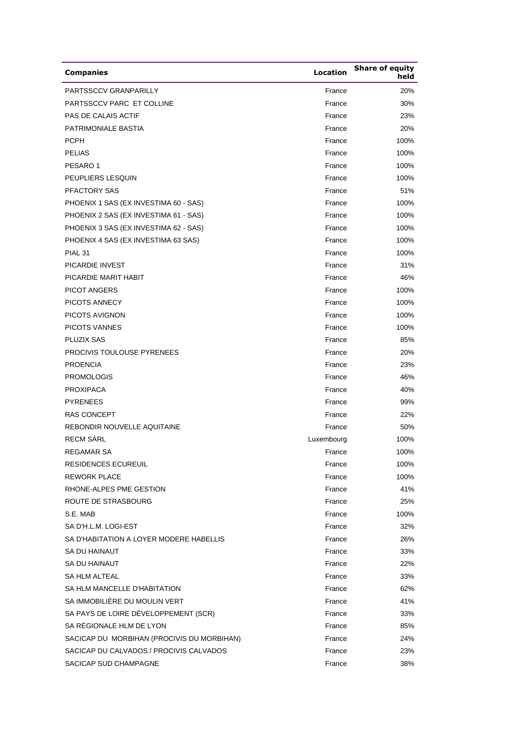| Companies | Location | Share of equity held |
|---|---|---|
| PARTSSCCV GRANPARILLY | France | 20% |
| PARTSSCCV PARC ET COLLINE | France | 30% |
| PAS DE CALAIS ACTIF | France | 23% |
| PATRIMONIALE BASTIA | France | 20% |
| PCPH | France | 100% |
| PELIAS | France | 100% |
| PESARO 1 | France | 100% |
| PEUPLIERS LESQUIN | France | 100% |
| PFACTORY SAS | France | 51% |
| PHOENIX 1 SAS (EX INVESTIMA 60 - SAS) | France | 100% |
| PHOENIX 2 SAS (EX INVESTIMA 61 - SAS) | France | 100% |
| PHOENIX 3 SAS (EX INVESTIMA 62 - SAS) | France | 100% |
| PHOENIX 4 SAS (EX INVESTIMA 63 SAS) | France | 100% |
| PIAL 31 | France | 100% |
| PICARDIE INVEST | France | 31% |
| PICARDIE MARIT HABIT | France | 46% |
| PICOT ANGERS | France | 100% |
| PICOTS ANNECY | France | 100% |
| PICOTS AVIGNON | France | 100% |
| PICOTS VANNES | France | 100% |
| PLUZIX SAS | France | 85% |
| PROCIVIS TOULOUSE PYRENEES | France | 20% |
| PROENCIA | France | 23% |
| PROMOLOGIS | France | 46% |
| PROXIPACA | France | 40% |
| PYRENEES | France | 99% |
| RAS CONCEPT | France | 22% |
| REBONDIR NOUVELLE AQUITAINE | France | 50% |
| RECM SÀRL | Luxembourg | 100% |
| REGAMAR SA | France | 100% |
| RESIDENCES ECUREUIL | France | 100% |
| REWORK PLACE | France | 100% |
| RHONE-ALPES PME GESTION | France | 41% |
| ROUTE DE STRASBOURG | France | 25% |
| S.E. MAB | France | 100% |
| SA D'H.L.M. LOGI-EST | France | 32% |
| SA D'HABITATION A LOYER MODERE HABELLIS | France | 26% |
| SA DU HAINAUT | France | 33% |
| SA DU HAINAUT | France | 22% |
| SA HLM ALTEAL | France | 33% |
| SA HLM MANCELLE D'HABITATION | France | 62% |
| SA IMMOBILIÈRE DU MOULIN VERT | France | 41% |
| SA PAYS DE LOIRE DÉVELOPPEMENT (SCR) | France | 33% |
| SA RÉGIONALE HLM DE LYON | France | 85% |
| SACICAP DU MORBIHAN (PROCIVIS DU MORBIHAN) | France | 24% |
| SACICAP DU CALVADOS / PROCIVIS CALVADOS | France | 23% |
| SACICAP SUD CHAMPAGNE | France | 38% |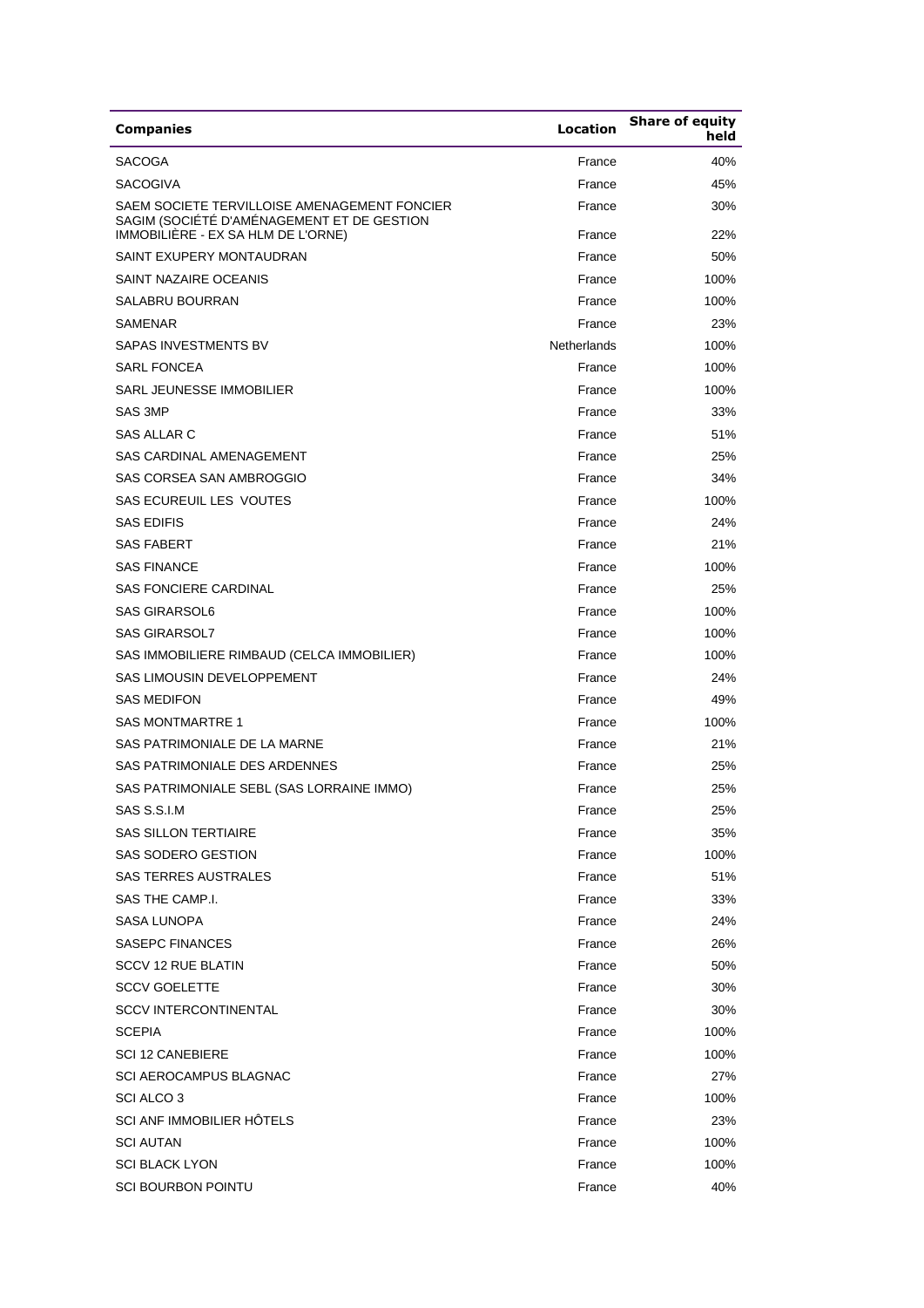| Companies | Location | Share of equity held |
|---|---|---|
| SACOGA | France | 40% |
| SACOGIVA | France | 45% |
| SAEM SOCIETE TERVILLOISE AMENAGEMENT FONCIER | France | 30% |
| SAGIM (SOCIÉTÉ D'AMÉNAGEMENT ET DE GESTION IMMOBILIÈRE - EX SA HLM DE L'ORNE) | France | 22% |
| SAINT EXUPERY MONTAUDRAN | France | 50% |
| SAINT NAZAIRE OCEANIS | France | 100% |
| SALABRU BOURRAN | France | 100% |
| SAMENAR | France | 23% |
| SAPAS INVESTMENTS BV | Netherlands | 100% |
| SARL FONCEA | France | 100% |
| SARL JEUNESSE IMMOBILIER | France | 100% |
| SAS 3MP | France | 33% |
| SAS ALLAR C | France | 51% |
| SAS CARDINAL AMENAGEMENT | France | 25% |
| SAS CORSEA SAN AMBROGGIO | France | 34% |
| SAS ECUREUIL LES VOUTES | France | 100% |
| SAS EDIFIS | France | 24% |
| SAS FABERT | France | 21% |
| SAS FINANCE | France | 100% |
| SAS FONCIERE CARDINAL | France | 25% |
| SAS GIRARSOL6 | France | 100% |
| SAS GIRARSOL7 | France | 100% |
| SAS IMMOBILIERE RIMBAUD (CELCA IMMOBILIER) | France | 100% |
| SAS LIMOUSIN DEVELOPPEMENT | France | 24% |
| SAS MEDIFON | France | 49% |
| SAS MONTMARTRE 1 | France | 100% |
| SAS PATRIMONIALE DE LA MARNE | France | 21% |
| SAS PATRIMONIALE DES ARDENNES | France | 25% |
| SAS PATRIMONIALE SEBL (SAS LORRAINE IMMO) | France | 25% |
| SAS S.S.I.M | France | 25% |
| SAS SILLON TERTIAIRE | France | 35% |
| SAS SODERO GESTION | France | 100% |
| SAS TERRES AUSTRALES | France | 51% |
| SAS THE CAMP.I. | France | 33% |
| SASA LUNOPA | France | 24% |
| SASEPC FINANCES | France | 26% |
| SCCV 12 RUE BLATIN | France | 50% |
| SCCV GOELETTE | France | 30% |
| SCCV INTERCONTINENTAL | France | 30% |
| SCEPIA | France | 100% |
| SCI 12 CANEBIERE | France | 100% |
| SCI AEROCAMPUS BLAGNAC | France | 27% |
| SCI ALCO 3 | France | 100% |
| SCI ANF IMMOBILIER HÔTELS | France | 23% |
| SCI AUTAN | France | 100% |
| SCI BLACK LYON | France | 100% |
| SCI BOURBON POINTU | France | 40% |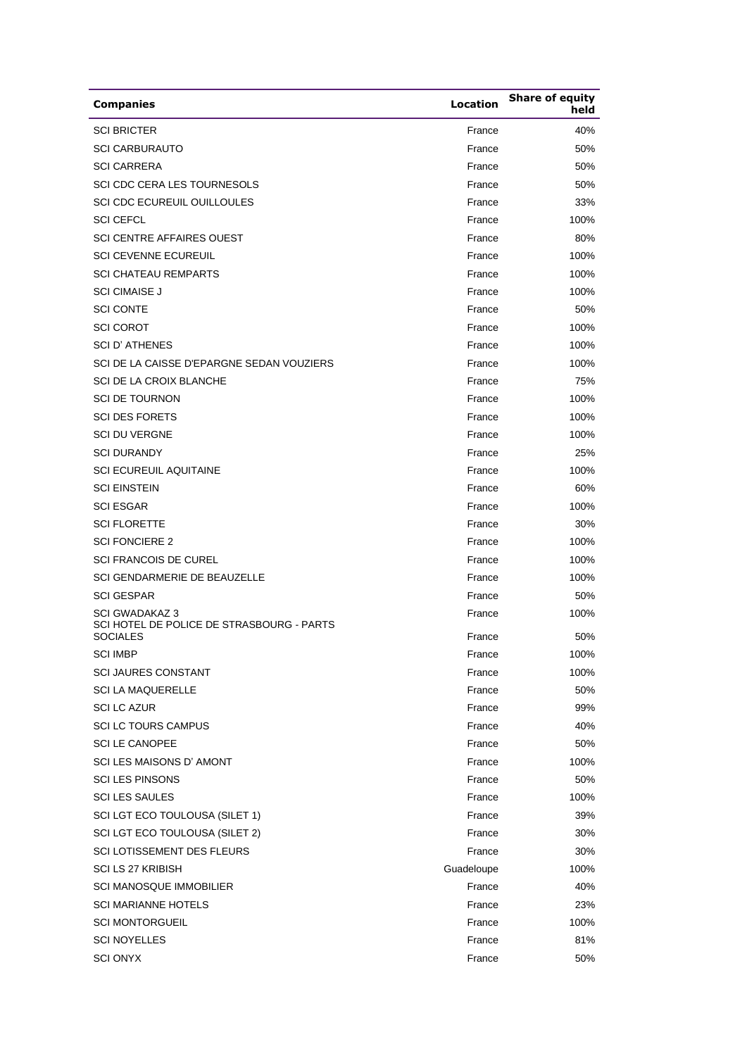| Companies | Location | Share of equity held |
|---|---|---|
| SCI BRICTER | France | 40% |
| SCI CARBURAUTO | France | 50% |
| SCI CARRERA | France | 50% |
| SCI CDC CERA LES TOURNESOLS | France | 50% |
| SCI CDC ECUREUIL OUILLOULES | France | 33% |
| SCI CEFCL | France | 100% |
| SCI CENTRE AFFAIRES OUEST | France | 80% |
| SCI CEVENNE ECUREUIL | France | 100% |
| SCI CHATEAU REMPARTS | France | 100% |
| SCI CIMAISE J | France | 100% |
| SCI CONTE | France | 50% |
| SCI COROT | France | 100% |
| SCI D' ATHENES | France | 100% |
| SCI DE LA CAISSE D'EPARGNE SEDAN VOUZIERS | France | 100% |
| SCI DE LA CROIX BLANCHE | France | 75% |
| SCI DE TOURNON | France | 100% |
| SCI DES FORETS | France | 100% |
| SCI DU VERGNE | France | 100% |
| SCI DURANDY | France | 25% |
| SCI ECUREUIL AQUITAINE | France | 100% |
| SCI EINSTEIN | France | 60% |
| SCI ESGAR | France | 100% |
| SCI FLORETTE | France | 30% |
| SCI FONCIERE 2 | France | 100% |
| SCI FRANCOIS DE CUREL | France | 100% |
| SCI GENDARMERIE DE BEAUZELLE | France | 100% |
| SCI GESPAR | France | 50% |
| SCI GWADAKAZ 3 | France | 100% |
| SCI HOTEL DE POLICE DE STRASBOURG - PARTS SOCIALES | France | 50% |
| SCI IMBP | France | 100% |
| SCI JAURES CONSTANT | France | 100% |
| SCI LA MAQUERELLE | France | 50% |
| SCI LC AZUR | France | 99% |
| SCI LC TOURS CAMPUS | France | 40% |
| SCI LE CANOPEE | France | 50% |
| SCI LES MAISONS D' AMONT | France | 100% |
| SCI LES PINSONS | France | 50% |
| SCI LES SAULES | France | 100% |
| SCI LGT ECO TOULOUSA (SILET 1) | France | 39% |
| SCI LGT ECO TOULOUSA (SILET 2) | France | 30% |
| SCI LOTISSEMENT DES FLEURS | France | 30% |
| SCI LS 27 KRIBISH | Guadeloupe | 100% |
| SCI MANOSQUE IMMOBILIER | France | 40% |
| SCI MARIANNE HOTELS | France | 23% |
| SCI MONTORGUEIL | France | 100% |
| SCI NOYELLES | France | 81% |
| SCI ONYX | France | 50% |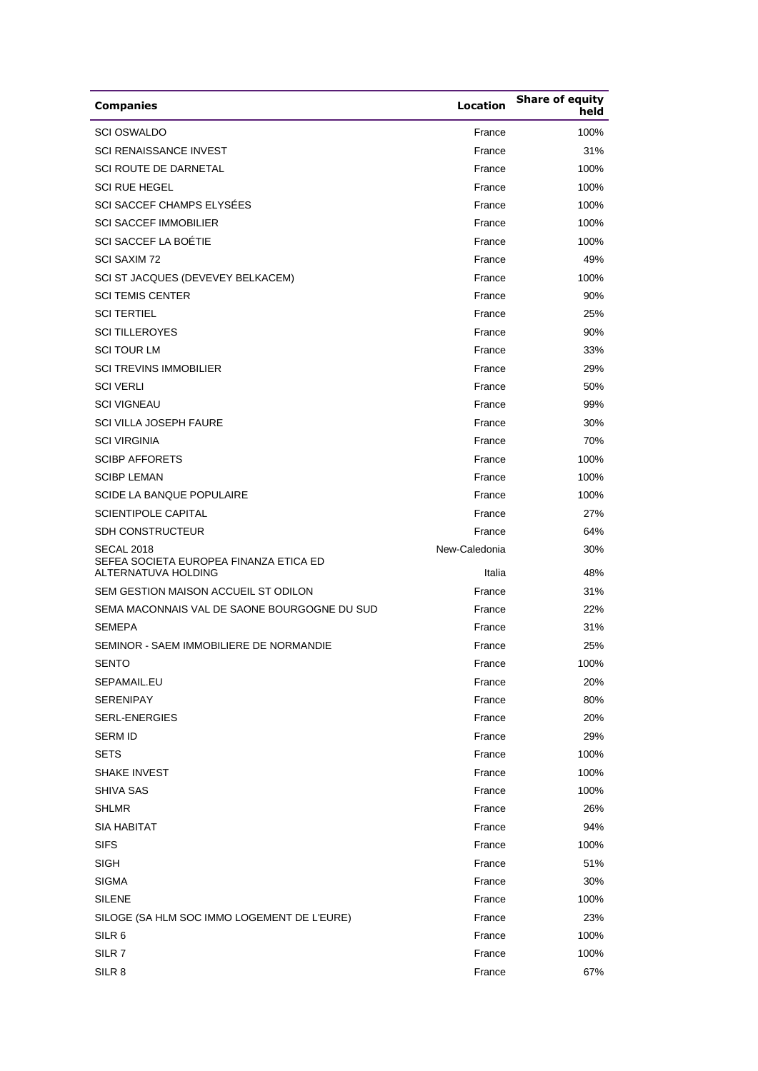| Companies | Location | Share of equity held |
|---|---|---|
| SCI OSWALDO | France | 100% |
| SCI RENAISSANCE INVEST | France | 31% |
| SCI ROUTE DE DARNETAL | France | 100% |
| SCI RUE HEGEL | France | 100% |
| SCI SACCEF CHAMPS ELYSÉES | France | 100% |
| SCI SACCEF IMMOBILIER | France | 100% |
| SCI SACCEF LA BOÉTIE | France | 100% |
| SCI SAXIM 72 | France | 49% |
| SCI ST JACQUES (DEVEVEY BELKACEM) | France | 100% |
| SCI TEMIS CENTER | France | 90% |
| SCI TERTIEL | France | 25% |
| SCI TILLEROYES | France | 90% |
| SCI TOUR LM | France | 33% |
| SCI TREVINS IMMOBILIER | France | 29% |
| SCI VERLI | France | 50% |
| SCI VIGNEAU | France | 99% |
| SCI VILLA JOSEPH FAURE | France | 30% |
| SCI VIRGINIA | France | 70% |
| SCIBP AFFORETS | France | 100% |
| SCIBP LEMAN | France | 100% |
| SCIDE LA BANQUE POPULAIRE | France | 100% |
| SCIENTIPOLE CAPITAL | France | 27% |
| SDH CONSTRUCTEUR | France | 64% |
| SECAL 2018 | New-Caledonia | 30% |
| SEFEA SOCIETA EUROPEA FINANZA ETICA ED ALTERNATUVA HOLDING | Italia | 48% |
| SEM GESTION MAISON ACCUEIL ST ODILON | France | 31% |
| SEMA MACONNAIS VAL DE SAONE BOURGOGNE DU SUD | France | 22% |
| SEMEPA | France | 31% |
| SEMINOR - SAEM IMMOBILIERE DE NORMANDIE | France | 25% |
| SENTO | France | 100% |
| SEPAMAIL.EU | France | 20% |
| SERENIPAY | France | 80% |
| SERL-ENERGIES | France | 20% |
| SERM ID | France | 29% |
| SETS | France | 100% |
| SHAKE INVEST | France | 100% |
| SHIVA SAS | France | 100% |
| SHLMR | France | 26% |
| SIA HABITAT | France | 94% |
| SIFS | France | 100% |
| SIGH | France | 51% |
| SIGMA | France | 30% |
| SILENE | France | 100% |
| SILOGE (SA HLM SOC IMMO LOGEMENT DE L'EURE) | France | 23% |
| SILR 6 | France | 100% |
| SILR 7 | France | 100% |
| SILR 8 | France | 67% |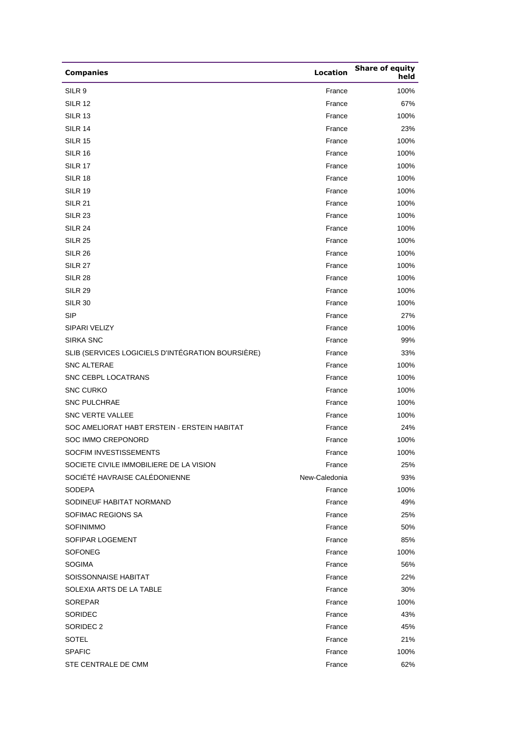| Companies | Location | Share of equity held |
|---|---|---|
| SILR 9 | France | 100% |
| SILR 12 | France | 67% |
| SILR 13 | France | 100% |
| SILR 14 | France | 23% |
| SILR 15 | France | 100% |
| SILR 16 | France | 100% |
| SILR 17 | France | 100% |
| SILR 18 | France | 100% |
| SILR 19 | France | 100% |
| SILR 21 | France | 100% |
| SILR 23 | France | 100% |
| SILR 24 | France | 100% |
| SILR 25 | France | 100% |
| SILR 26 | France | 100% |
| SILR 27 | France | 100% |
| SILR 28 | France | 100% |
| SILR 29 | France | 100% |
| SILR 30 | France | 100% |
| SIP | France | 27% |
| SIPARI VELIZY | France | 100% |
| SIRKA SNC | France | 99% |
| SLIB (SERVICES LOGICIELS D'INTÉGRATION BOURSIÈRE) | France | 33% |
| SNC ALTERAE | France | 100% |
| SNC CEBPL LOCATRANS | France | 100% |
| SNC CURKO | France | 100% |
| SNC PULCHRAE | France | 100% |
| SNC VERTE VALLEE | France | 100% |
| SOC AMELIORAT HABT ERSTEIN - ERSTEIN HABITAT | France | 24% |
| SOC IMMO CREPONORD | France | 100% |
| SOCFIM INVESTISSEMENTS | France | 100% |
| SOCIETE CIVILE IMMOBILIERE DE LA VISION | France | 25% |
| SOCIÉTÉ HAVRAISE CALÉDONIENNE | New-Caledonia | 93% |
| SODEPA | France | 100% |
| SODINEUF HABITAT NORMAND | France | 49% |
| SOFIMAC REGIONS SA | France | 25% |
| SOFINIMMO | France | 50% |
| SOFIPAR LOGEMENT | France | 85% |
| SOFONEG | France | 100% |
| SOGIMA | France | 56% |
| SOISSONNAISE HABITAT | France | 22% |
| SOLEXIA ARTS DE LA TABLE | France | 30% |
| SOREPAR | France | 100% |
| SORIDEC | France | 43% |
| SORIDEC 2 | France | 45% |
| SOTEL | France | 21% |
| SPAFIC | France | 100% |
| STE CENTRALE DE CMM | France | 62% |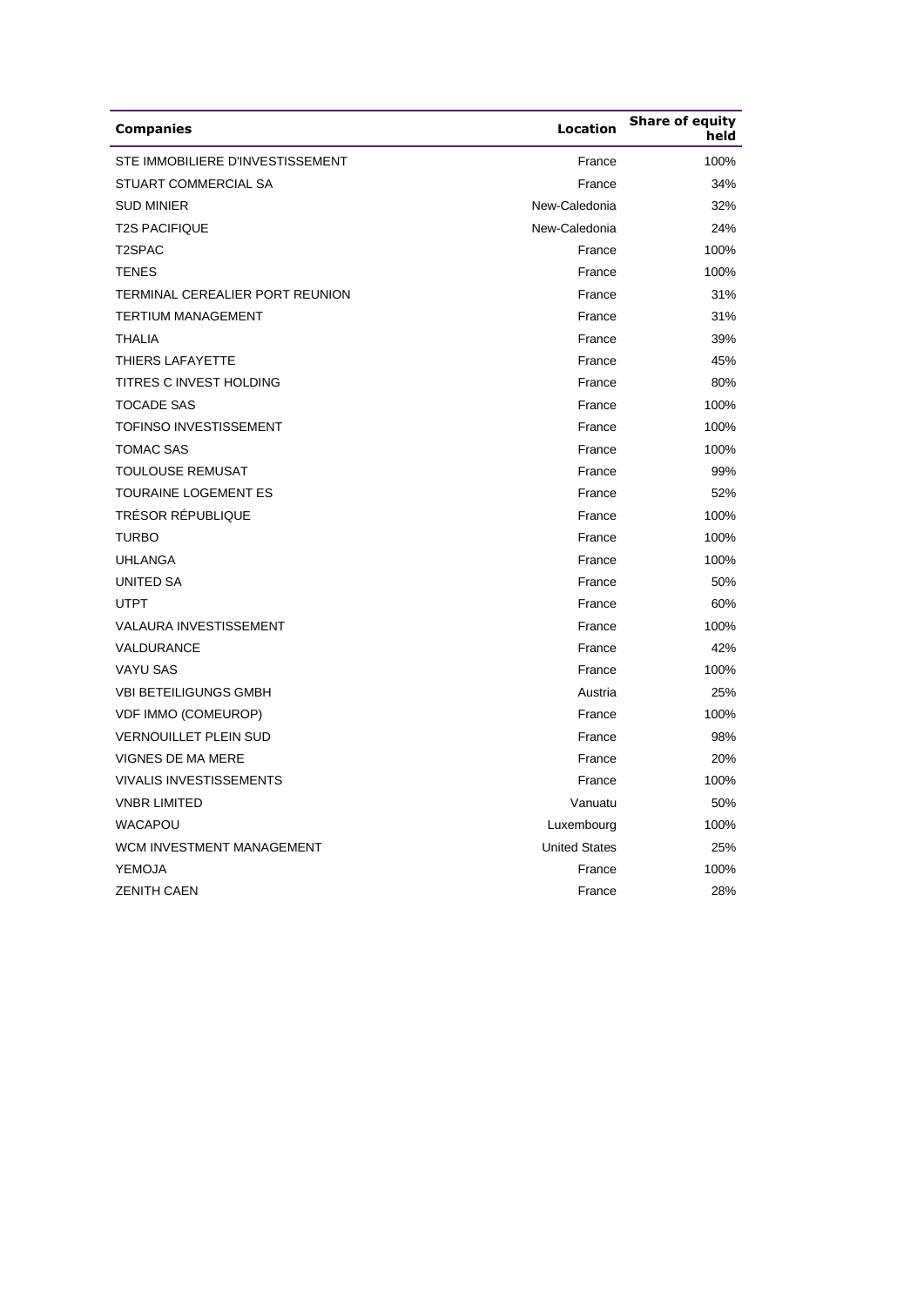| Companies | Location | Share of equity held |
|---|---|---|
| STE IMMOBILIERE D'INVESTISSEMENT | France | 100% |
| STUART COMMERCIAL SA | France | 34% |
| SUD MINIER | New-Caledonia | 32% |
| T2S PACIFIQUE | New-Caledonia | 24% |
| T2SPAC | France | 100% |
| TENES | France | 100% |
| TERMINAL CEREALIER PORT REUNION | France | 31% |
| TERTIUM MANAGEMENT | France | 31% |
| THALIA | France | 39% |
| THIERS LAFAYETTE | France | 45% |
| TITRES C INVEST HOLDING | France | 80% |
| TOCADE SAS | France | 100% |
| TOFINSO INVESTISSEMENT | France | 100% |
| TOMAC SAS | France | 100% |
| TOULOUSE REMUSAT | France | 99% |
| TOURAINE LOGEMENT ES | France | 52% |
| TRÉSOR RÉPUBLIQUE | France | 100% |
| TURBO | France | 100% |
| UHLANGA | France | 100% |
| UNITED SA | France | 50% |
| UTPT | France | 60% |
| VALAURA INVESTISSEMENT | France | 100% |
| VALDURANCE | France | 42% |
| VAYU SAS | France | 100% |
| VBI BETEILIGUNGS GMBH | Austria | 25% |
| VDF IMMO (COMEUROP) | France | 100% |
| VERNOUILLET PLEIN SUD | France | 98% |
| VIGNES DE MA MERE | France | 20% |
| VIVALIS INVESTISSEMENTS | France | 100% |
| VNBR LIMITED | Vanuatu | 50% |
| WACAPOU | Luxembourg | 100% |
| WCM INVESTMENT MANAGEMENT | United States | 25% |
| YEMOJA | France | 100% |
| ZENITH CAEN | France | 28% |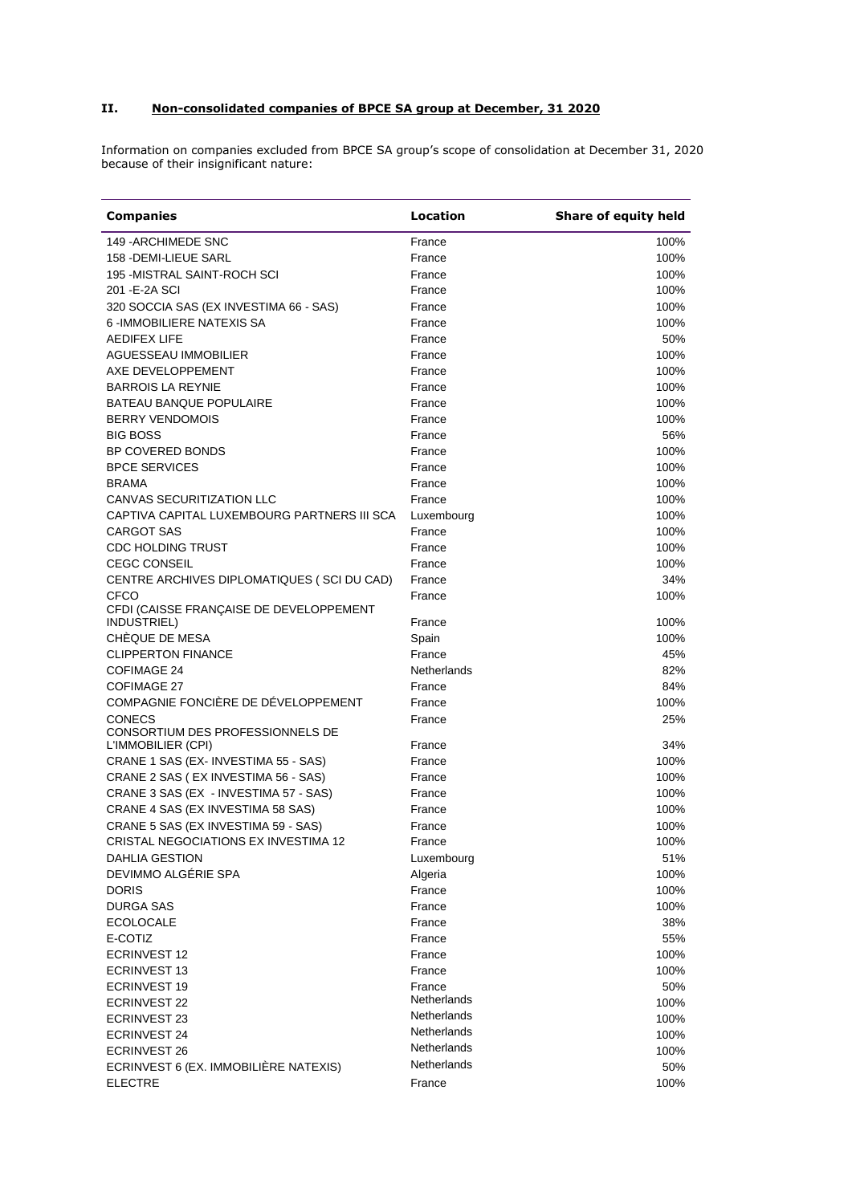## II. Non-consolidated companies of BPCE SA group at December, 31 2020

Information on companies excluded from BPCE SA group's scope of consolidation at December 31, 2020 because of their insignificant nature:

| Companies | Location | Share of equity held |
|---|---|---|
| 149 -ARCHIMEDE SNC | France | 100% |
| 158 -DEMI-LIEUE SARL | France | 100% |
| 195 -MISTRAL SAINT-ROCH SCI | France | 100% |
| 201 -E-2A SCI | France | 100% |
| 320 SOCCIA SAS (EX INVESTIMA 66 - SAS) | France | 100% |
| 6 -IMMOBILIERE NATEXIS SA | France | 100% |
| AEDIFEX LIFE | France | 50% |
| AGUESSEAU IMMOBILIER | France | 100% |
| AXE DEVELOPPEMENT | France | 100% |
| BARROIS LA REYNIE | France | 100% |
| BATEAU BANQUE POPULAIRE | France | 100% |
| BERRY VENDOMOIS | France | 100% |
| BIG BOSS | France | 56% |
| BP COVERED BONDS | France | 100% |
| BPCE SERVICES | France | 100% |
| BRAMA | France | 100% |
| CANVAS SECURITIZATION LLC | France | 100% |
| CAPTIVA CAPITAL LUXEMBOURG PARTNERS III SCA | Luxembourg | 100% |
| CARGOT SAS | France | 100% |
| CDC HOLDING TRUST | France | 100% |
| CEGC CONSEIL | France | 100% |
| CENTRE ARCHIVES DIPLOMATIQUES ( SCI DU CAD) | France | 34% |
| CFCO | France | 100% |
| CFDI (CAISSE FRANÇAISE DE DEVELOPPEMENT INDUSTRIEL) | France | 100% |
| CHÈQUE DE MESA | Spain | 100% |
| CLIPPERTON FINANCE | France | 45% |
| COFIMAGE 24 | Netherlands | 82% |
| COFIMAGE 27 | France | 84% |
| COMPAGNIE FONCIÈRE DE DÉVELOPPEMENT | France | 100% |
| CONECS | France | 25% |
| CONSORTIUM DES PROFESSIONNELS DE L'IMMOBILIER (CPI) | France | 34% |
| CRANE 1 SAS (EX- INVESTIMA 55 - SAS) | France | 100% |
| CRANE 2 SAS ( EX INVESTIMA 56 - SAS) | France | 100% |
| CRANE 3 SAS (EX - INVESTIMA 57 - SAS) | France | 100% |
| CRANE 4 SAS (EX INVESTIMA 58 SAS) | France | 100% |
| CRANE 5 SAS (EX INVESTIMA 59 - SAS) | France | 100% |
| CRISTAL NEGOCIATIONS EX INVESTIMA 12 | France | 100% |
| DAHLIA GESTION | Luxembourg | 51% |
| DEVIMMO ALGÉRIE SPA | Algeria | 100% |
| DORIS | France | 100% |
| DURGA SAS | France | 100% |
| ECOLOCALE | France | 38% |
| E-COTIZ | France | 55% |
| ECRINVEST 12 | France | 100% |
| ECRINVEST 13 | France | 100% |
| ECRINVEST 19 | France | 50% |
| ECRINVEST 22 | Netherlands | 100% |
| ECRINVEST 23 | Netherlands | 100% |
| ECRINVEST 24 | Netherlands | 100% |
| ECRINVEST 26 | Netherlands | 100% |
| ECRINVEST 6 (EX. IMMOBILIÈRE NATEXIS) | Netherlands | 50% |
| ELECTRE | France | 100% |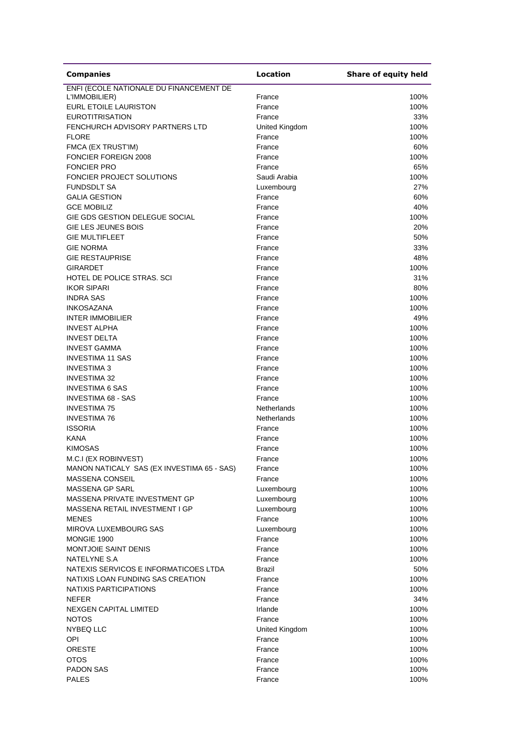| Companies | Location | Share of equity held |
|---|---|---|
| ENFI (ECOLE NATIONALE DU FINANCEMENT DE L'IMMOBILIER) | France | 100% |
| EURL ETOILE LAURISTON | France | 100% |
| EUROTITRISATION | France | 33% |
| FENCHURCH ADVISORY PARTNERS LTD | United Kingdom | 100% |
| FLORE | France | 100% |
| FMCA (EX TRUST'IM) | France | 60% |
| FONCIER FOREIGN 2008 | France | 100% |
| FONCIER PRO | France | 65% |
| FONCIER PROJECT SOLUTIONS | Saudi Arabia | 100% |
| FUNDSDLT SA | Luxembourg | 27% |
| GALIA GESTION | France | 60% |
| GCE MOBILIZ | France | 40% |
| GIE GDS GESTION DELEGUE SOCIAL | France | 100% |
| GIE LES JEUNES BOIS | France | 20% |
| GIE MULTIFLEET | France | 50% |
| GIE NORMA | France | 33% |
| GIE RESTAUPRISE | France | 48% |
| GIRARDET | France | 100% |
| HOTEL DE POLICE STRAS. SCI | France | 31% |
| IKOR SIPARI | France | 80% |
| INDRA SAS | France | 100% |
| INKOSAZANA | France | 100% |
| INTER IMMOBILIER | France | 49% |
| INVEST ALPHA | France | 100% |
| INVEST DELTA | France | 100% |
| INVEST GAMMA | France | 100% |
| INVESTIMA 11 SAS | France | 100% |
| INVESTIMA 3 | France | 100% |
| INVESTIMA 32 | France | 100% |
| INVESTIMA 6 SAS | France | 100% |
| INVESTIMA 68 - SAS | France | 100% |
| INVESTIMA 75 | Netherlands | 100% |
| INVESTIMA 76 | Netherlands | 100% |
| ISSORIA | France | 100% |
| KANA | France | 100% |
| KIMOSAS | France | 100% |
| M.C.I (EX ROBINVEST) | France | 100% |
| MANON NATICALY SAS (EX INVESTIMA 65 - SAS) | France | 100% |
| MASSENA CONSEIL | France | 100% |
| MASSENA GP SARL | Luxembourg | 100% |
| MASSENA PRIVATE INVESTMENT GP | Luxembourg | 100% |
| MASSENA RETAIL INVESTMENT I GP | Luxembourg | 100% |
| MENES | France | 100% |
| MIROVA LUXEMBOURG SAS | Luxembourg | 100% |
| MONGIE 1900 | France | 100% |
| MONTJOIE SAINT DENIS | France | 100% |
| NATELYNE S.A | France | 100% |
| NATEXIS SERVICOS E INFORMATICOES LTDA | Brazil | 50% |
| NATIXIS LOAN FUNDING SAS CREATION | France | 100% |
| NATIXIS PARTICIPATIONS | France | 100% |
| NEFER | France | 34% |
| NEXGEN CAPITAL LIMITED | Irlande | 100% |
| NOTOS | France | 100% |
| NYBEQ LLC | United Kingdom | 100% |
| OPI | France | 100% |
| ORESTE | France | 100% |
| OTOS | France | 100% |
| PADON SAS | France | 100% |
| PALES | France | 100% |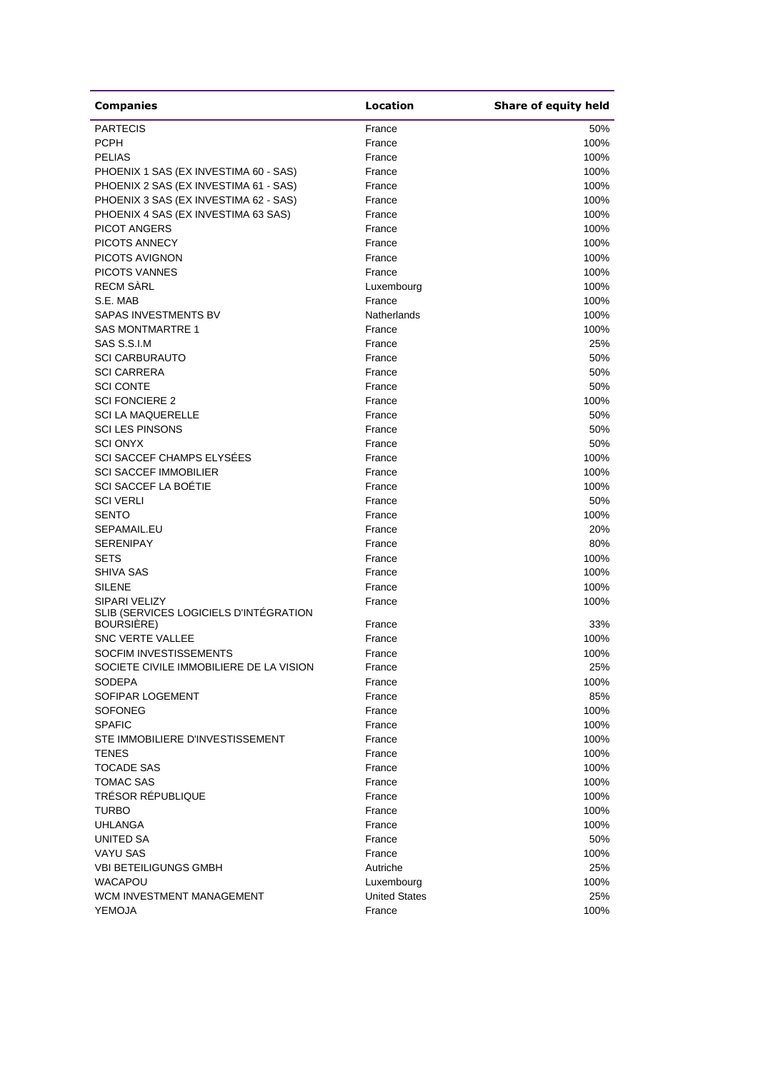| Companies | Location | Share of equity held |
| --- | --- | --- |
| PARTECIS | France | 50% |
| PCPH | France | 100% |
| PELIAS | France | 100% |
| PHOENIX 1 SAS (EX INVESTIMA 60 - SAS) | France | 100% |
| PHOENIX 2 SAS (EX INVESTIMA 61 - SAS) | France | 100% |
| PHOENIX 3 SAS (EX INVESTIMA 62 - SAS) | France | 100% |
| PHOENIX 4 SAS (EX INVESTIMA 63 SAS) | France | 100% |
| PICOT ANGERS | France | 100% |
| PICOTS ANNECY | France | 100% |
| PICOTS AVIGNON | France | 100% |
| PICOTS VANNES | France | 100% |
| RECM SÀRL | Luxembourg | 100% |
| S.E. MAB | France | 100% |
| SAPAS INVESTMENTS BV | Natherlands | 100% |
| SAS MONTMARTRE 1 | France | 100% |
| SAS S.S.I.M | France | 25% |
| SCI CARBURAUTO | France | 50% |
| SCI CARRERA | France | 50% |
| SCI CONTE | France | 50% |
| SCI FONCIERE 2 | France | 100% |
| SCI LA MAQUERELLE | France | 50% |
| SCI LES PINSONS | France | 50% |
| SCI ONYX | France | 50% |
| SCI SACCEF CHAMPS ELYSÉES | France | 100% |
| SCI SACCEF IMMOBILIER | France | 100% |
| SCI SACCEF LA BOÉTIE | France | 100% |
| SCI VERLI | France | 50% |
| SENTO | France | 100% |
| SEPAMAIL.EU | France | 20% |
| SERENIPAY | France | 80% |
| SETS | France | 100% |
| SHIVA SAS | France | 100% |
| SILENE | France | 100% |
| SIPARI VELIZY | France | 100% |
| SLIB (SERVICES LOGICIELS D'INTÉGRATION BOURSIÈRE) | France | 33% |
| SNC VERTE VALLEE | France | 100% |
| SOCFIM INVESTISSEMENTS | France | 100% |
| SOCIETE CIVILE IMMOBILIERE DE LA VISION | France | 25% |
| SODEPA | France | 100% |
| SOFIPAR LOGEMENT | France | 85% |
| SOFONEG | France | 100% |
| SPAFIC | France | 100% |
| STE IMMOBILIERE D'INVESTISSEMENT | France | 100% |
| TENES | France | 100% |
| TOCADE SAS | France | 100% |
| TOMAC SAS | France | 100% |
| TRÉSOR RÉPUBLIQUE | France | 100% |
| TURBO | France | 100% |
| UHLANGA | France | 100% |
| UNITED SA | France | 50% |
| VAYU SAS | France | 100% |
| VBI BETEILIGUNGS GMBH | Autriche | 25% |
| WACAPOU | Luxembourg | 100% |
| WCM INVESTMENT MANAGEMENT | United States | 25% |
| YEMOJA | France | 100% |